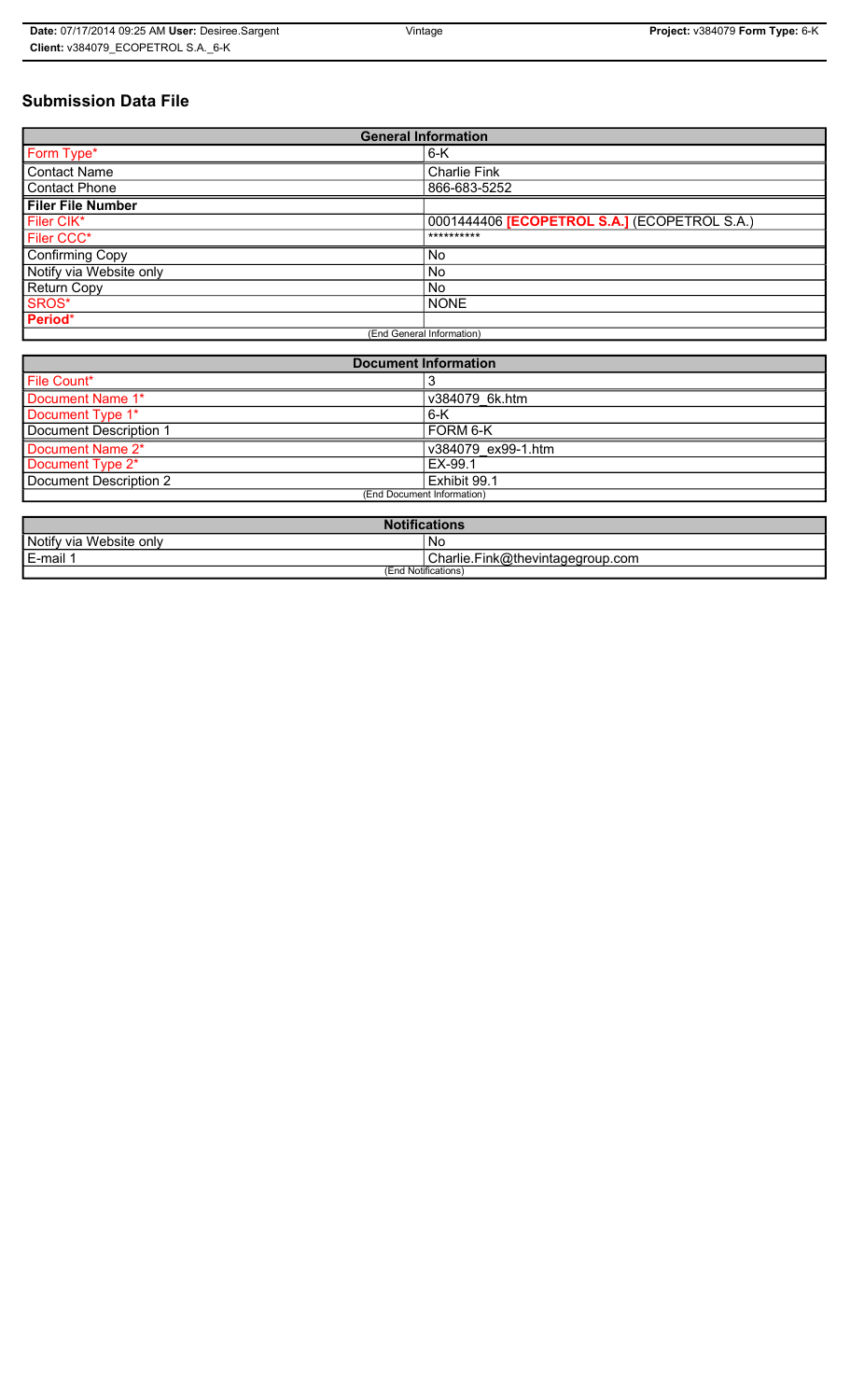# Submission Data File

| General Information | |
|---|---|
| Form Type* | 6-K |
| Contact Name | Charlie Fink |
| Contact Phone | 866-683-5252 |
| **Filer File Number** | |
| Filer CIK* | 0001444406 **[ECOPETROL S.A.]** (ECOPETROL S.A.) |
| Filer CCC* | ********** |
| Confirming Copy | No |
| Notify via Website only | No |
| Return Copy | No |
| SROS* | NONE |
| **Period*** | |
| (End General Information) | |

| Document Information | |
|---|---|
| File Count* | 3 |
| Document Name 1* | v384079_6k.htm |
| Document Type 1* | 6-K |
| Document Description 1 | FORM 6-K |
| Document Name 2* | v384079_ex99-1.htm |
| Document Type 2* | EX-99.1 |
| Document Description 2 | Exhibit 99.1 |
| (End Document Information) | |

| Notifications | |
|---|---|
| Notify via Website only | No |
| E-mail 1 | Charlie.Fink@thevintagegroup.com |
| (End Notifications) | |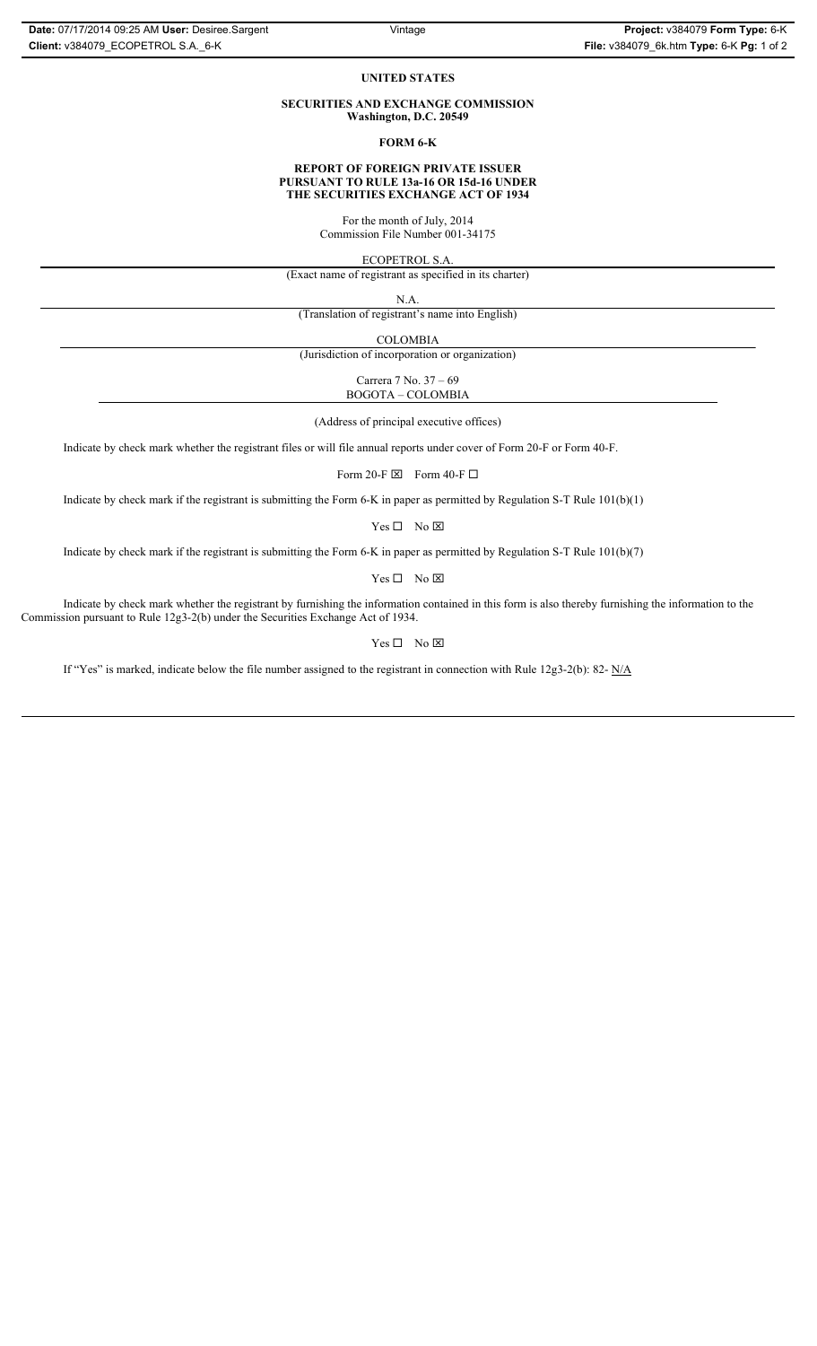**UNITED STATES**

**SECURITIES AND EXCHANGE COMMISSION**
**Washington, D.C. 20549**

**FORM 6-K**

**REPORT OF FOREIGN PRIVATE ISSUER**
**PURSUANT TO RULE 13a-16 OR 15d-16 UNDER**
**THE SECURITIES EXCHANGE ACT OF 1934**

For the month of July, 2014
Commission File Number 001-34175

ECOPETROL S.A.
(Exact name of registrant as specified in its charter)

N.A.
(Translation of registrant's name into English)

COLOMBIA
(Jurisdiction of incorporation or organization)

Carrera 7 No. 37 – 69
BOGOTA – COLOMBIA

(Address of principal executive offices)

Indicate by check mark whether the registrant files or will file annual reports under cover of Form 20-F or Form 40-F.

Form 20-F ☒ Form 40-F ☐

Indicate by check mark if the registrant is submitting the Form 6-K in paper as permitted by Regulation S-T Rule 101(b)(1)

Yes ☐ No ☒

Indicate by check mark if the registrant is submitting the Form 6-K in paper as permitted by Regulation S-T Rule 101(b)(7)

Yes ☐ No ☒

Indicate by check mark whether the registrant by furnishing the information contained in this form is also thereby furnishing the information to the Commission pursuant to Rule 12g3-2(b) under the Securities Exchange Act of 1934.

Yes ☐ No ☒

If "Yes" is marked, indicate below the file number assigned to the registrant in connection with Rule 12g3-2(b): 82- N/A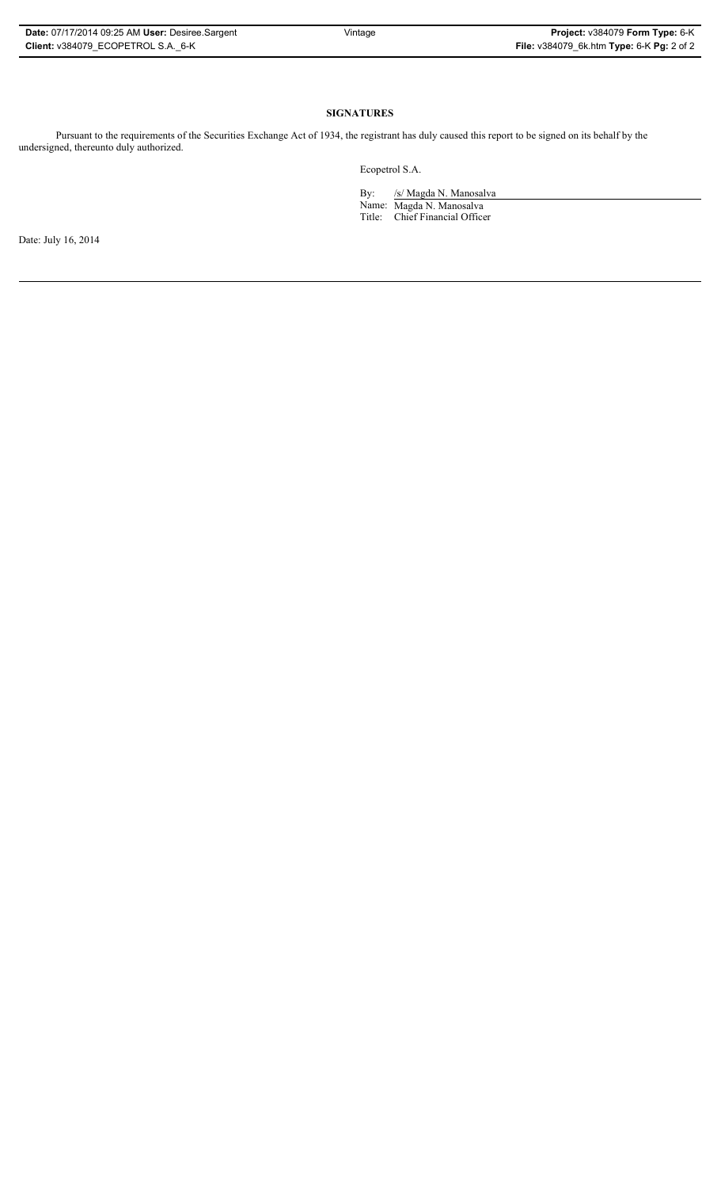**SIGNATURES**

Pursuant to the requirements of the Securities Exchange Act of 1934, the registrant has duly caused this report to be signed on its behalf by the undersigned, thereunto duly authorized.

Ecopetrol S.A.

By: /s/ Magda N. Manosalva
Name: Magda N. Manosalva
Title: Chief Financial Officer

Date: July 16, 2014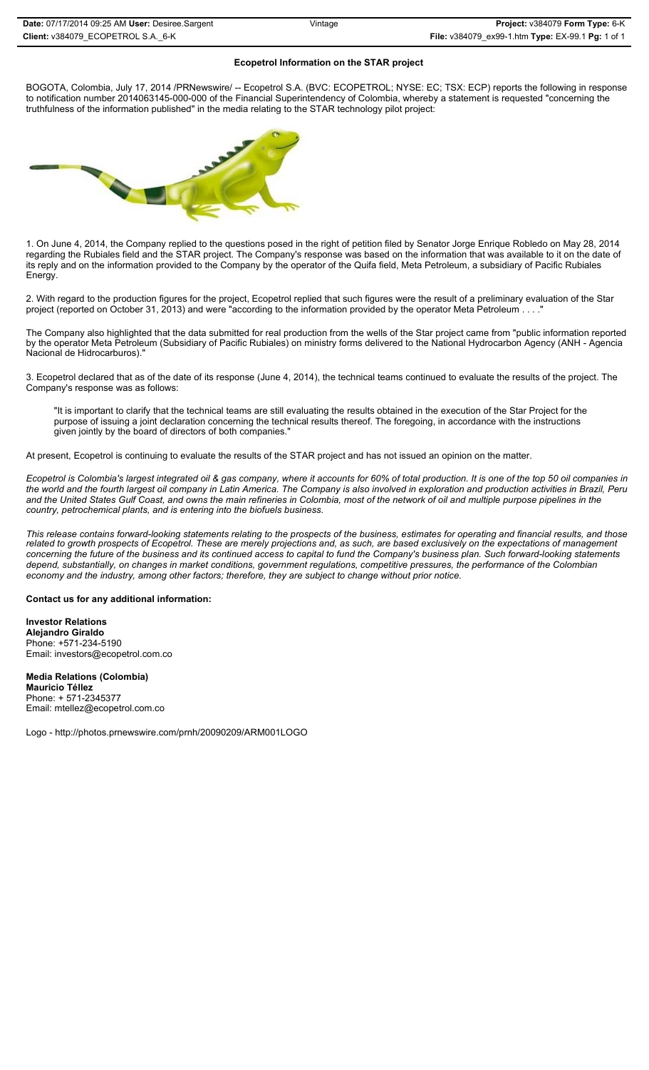**Ecopetrol Information on the STAR project**

BOGOTA, Colombia, July 17, 2014 /PRNewswire/ -- Ecopetrol S.A. (BVC: ECOPETROL; NYSE: EC; TSX: ECP) reports the following in response to notification number 2014063145-000-000 of the Financial Superintendency of Colombia, whereby a statement is requested "concerning the truthfulness of the information published" in the media relating to the STAR technology pilot project:

1. On June 4, 2014, the Company replied to the questions posed in the right of petition filed by Senator Jorge Enrique Robledo on May 28, 2014 regarding the Rubiales field and the STAR project. The Company's response was based on the information that was available to it on the date of its reply and on the information provided to the Company by the operator of the Quifa field, Meta Petroleum, a subsidiary of Pacific Rubiales Energy.

2. With regard to the production figures for the project, Ecopetrol replied that such figures were the result of a preliminary evaluation of the Star project (reported on October 31, 2013) and were "according to the information provided by the operator Meta Petroleum . . . ."

The Company also highlighted that the data submitted for real production from the wells of the Star project came from "public information reported by the operator Meta Petroleum (Subsidiary of Pacific Rubiales) on ministry forms delivered to the National Hydrocarbon Agency (ANH - Agencia Nacional de Hidrocarburos)."

3. Ecopetrol declared that as of the date of its response (June 4, 2014), the technical teams continued to evaluate the results of the project. The Company's response was as follows:

> "It is important to clarify that the technical teams are still evaluating the results obtained in the execution of the Star Project for the purpose of issuing a joint declaration concerning the technical results thereof. The foregoing, in accordance with the instructions given jointly by the board of directors of both companies."

At present, Ecopetrol is continuing to evaluate the results of the STAR project and has not issued an opinion on the matter.

*Ecopetrol is Colombia's largest integrated oil & gas company, where it accounts for 60% of total production. It is one of the top 50 oil companies in the world and the fourth largest oil company in Latin America. The Company is also involved in exploration and production activities in Brazil, Peru and the United States Gulf Coast, and owns the main refineries in Colombia, most of the network of oil and multiple purpose pipelines in the country, petrochemical plants, and is entering into the biofuels business.*

*This release contains forward-looking statements relating to the prospects of the business, estimates for operating and financial results, and those related to growth prospects of Ecopetrol. These are merely projections and, as such, are based exclusively on the expectations of management concerning the future of the business and its continued access to capital to fund the Company's business plan. Such forward-looking statements depend, substantially, on changes in market conditions, government regulations, competitive pressures, the performance of the Colombian economy and the industry, among other factors; therefore, they are subject to change without prior notice.*

**Contact us for any additional information:**

**Investor Relations**
**Alejandro Giraldo**
Phone: +571-234-5190
Email: investors@ecopetrol.com.co

**Media Relations (Colombia)**
**Mauricio Téllez**
Phone: + 571-2345377
Email: mtellez@ecopetrol.com.co

Logo - http://photos.prnewswire.com/prnh/20090209/ARM001LOGO